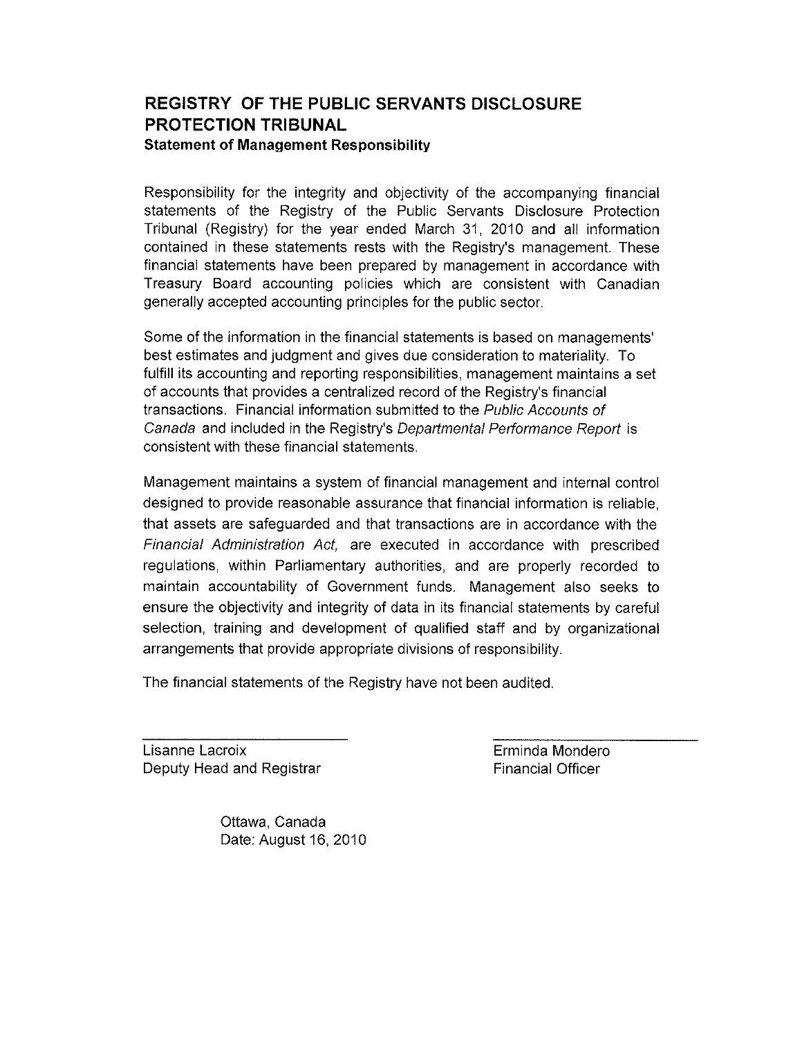# REGISTRY OF THE PUBLIC SERVANTS DISCLOSURE PROTECTION TRIBUNAL

## Statement of Management Responsibility

Responsibility for the integrity and objectivity of the accompanying financial statements of the Registry of the Public Servants Disclosure Protection Tribunal (Registry) for the year ended March 31, 2010 and all information contained in these statements rests with the Registry's management. These financial statements have been prepared by management in accordance with Treasury Board accounting policies which are consistent with Canadian generally accepted accounting principles for the public sector.

Some of the information in the financial statements is based on managements' best estimates and judgment and gives due consideration to materiality. To fulfill its accounting and reporting responsibilities, management maintains a set of accounts that provides a centralized record of the Registry's financial transactions. Financial information submitted to the *Public Accounts of Canada* and included in the Registry's *Departmental Performance Report* is consistent with these financial statements.

Management maintains a system of financial management and internal control designed to provide reasonable assurance that financial information is reliable, that assets are safeguarded and that transactions are in accordance with the *Financial Administration Act,* are executed in accordance with prescribed regulations, within Parliamentary authorities, and are properly recorded to maintain accountability of Government funds. Management also seeks to ensure the objectivity and integrity of data in its financial statements by careful selection, training and development of qualified staff and by organizational arrangements that provide appropriate divisions of responsibility.

The financial statements of the Registry have not been audited.

Lisanne Lacroix
Deputy Head and Registrar

Erminda Mondero
Financial Officer

Ottawa, Canada
Date: August 16, 2010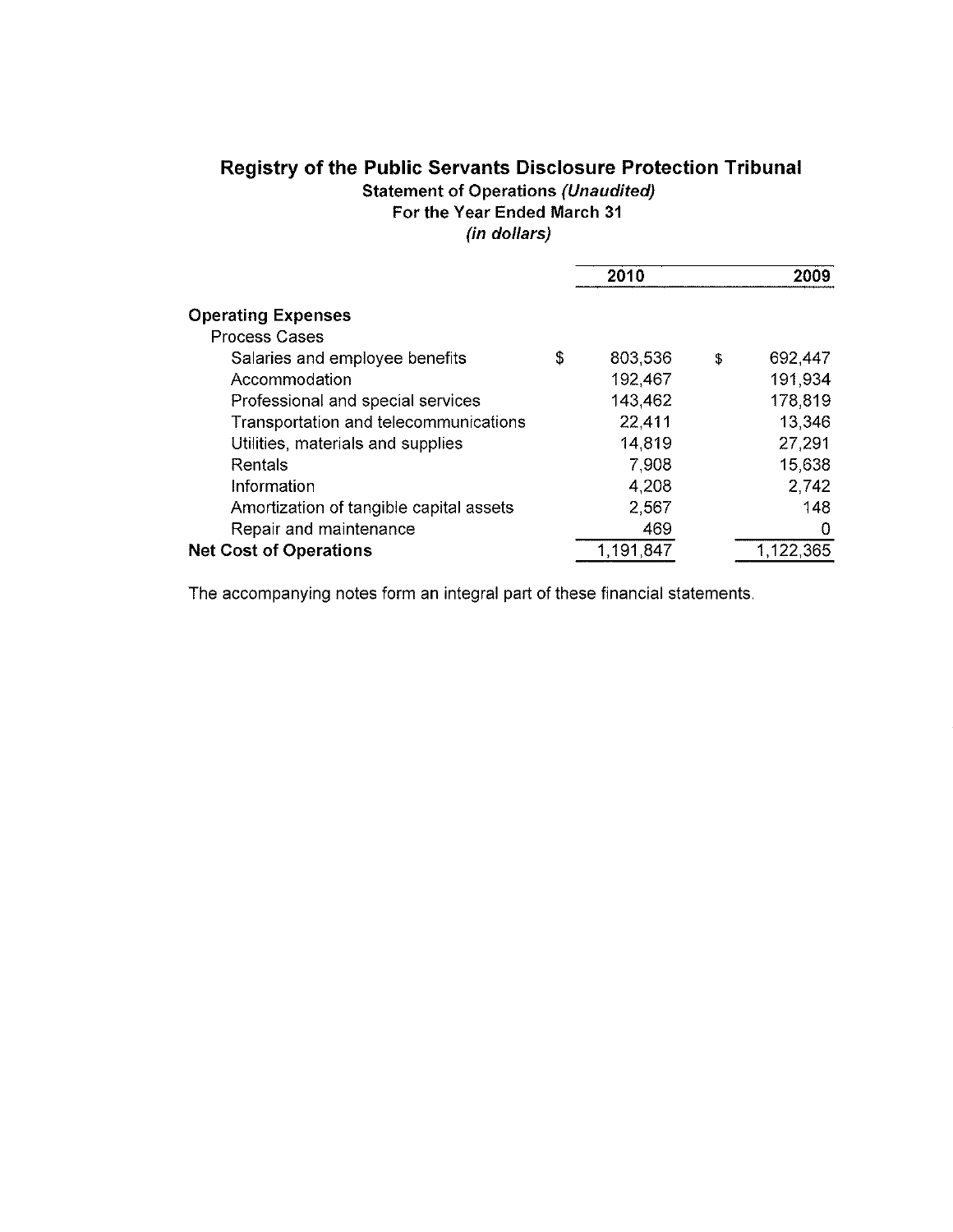# Registry of the Public Servants Disclosure Protection Tribunal

**Statement of Operations *(Unaudited)***
**For the Year Ended March 31**
***(in dollars)***

| | 2010 | 2009 |
|---|---|---|
| **Operating Expenses** | | |
| Process Cases | | |
| Salaries and employee benefits | $ 803,536 | $ 692,447 |
| Accommodation | 192,467 | 191,934 |
| Professional and special services | 143,462 | 178,819 |
| Transportation and telecommunications | 22,411 | 13,346 |
| Utilities, materials and supplies | 14,819 | 27,291 |
| Rentals | 7,908 | 15,638 |
| Information | 4,208 | 2,742 |
| Amortization of tangible capital assets | 2,567 | 148 |
| Repair and maintenance | 469 | 0 |
| **Net Cost of Operations** | 1,191,847 | 1,122,365 |

The accompanying notes form an integral part of these financial statements.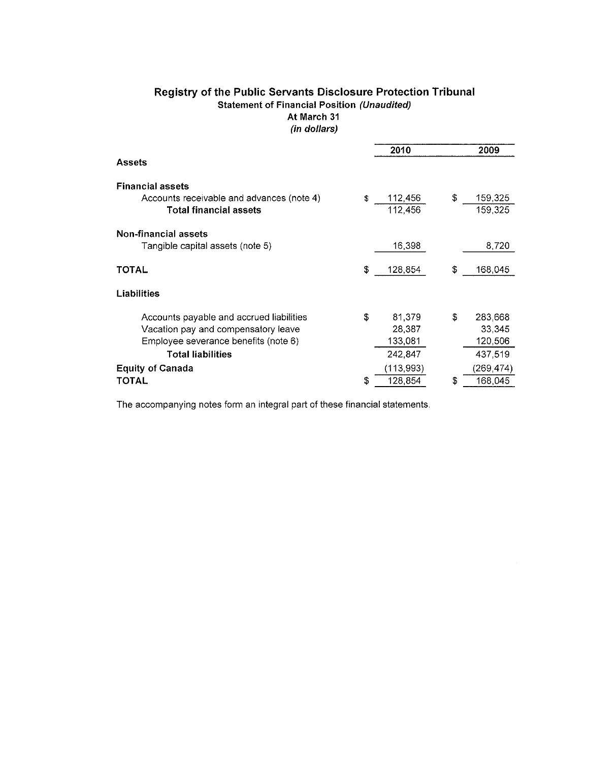## Registry of the Public Servants Disclosure Protection Tribunal

**Statement of Financial Position *(Unaudited)***

**At March 31**

***(in dollars)***

| | 2010 | 2009 |
|---|---|---|
| **Assets** | | |
| **Financial assets** | | |
| Accounts receivable and advances (note 4) | $ 112,456 | $ 159,325 |
| **Total financial assets** | 112,456 | 159,325 |
| **Non-financial assets** | | |
| Tangible capital assets (note 5) | 16,398 | 8,720 |
| **TOTAL** | $ 128,854 | $ 168,045 |
| **Liabilities** | | |
| Accounts payable and accrued liabilities | $ 81,379 | $ 283,668 |
| Vacation pay and compensatory leave | 28,387 | 33,345 |
| Employee severance benefits (note 6) | 133,081 | 120,506 |
| **Total liabilities** | 242,847 | 437,519 |
| **Equity of Canada** | (113,993) | (269,474) |
| **TOTAL** | $ 128,854 | $ 168,045 |

The accompanying notes form an integral part of these financial statements.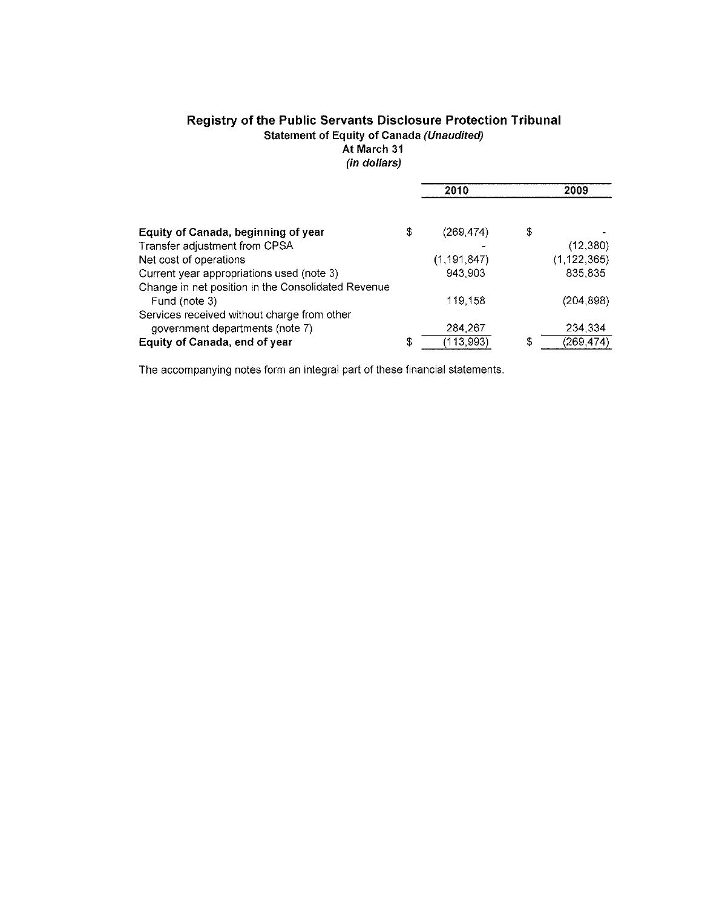# Registry of the Public Servants Disclosure Protection Tribunal

**Statement of Equity of Canada** ***(Unaudited)***

**At March 31**

***(in dollars)***

| | 2010 | 2009 |
|---|---|---|
| **Equity of Canada, beginning of year** | $ (269,474) | $ - |
| Transfer adjustment from CPSA | - | (12,380) |
| Net cost of operations | (1,191,847) | (1,122,365) |
| Current year appropriations used (note 3) | 943,903 | 835,835 |
| Change in net position in the Consolidated Revenue Fund (note 3) | 119,158 | (204,898) |
| Services received without charge from other government departments (note 7) | 284,267 | 234,334 |
| **Equity of Canada, end of year** | $ (113,993) | $ (269,474) |

The accompanying notes form an integral part of these financial statements.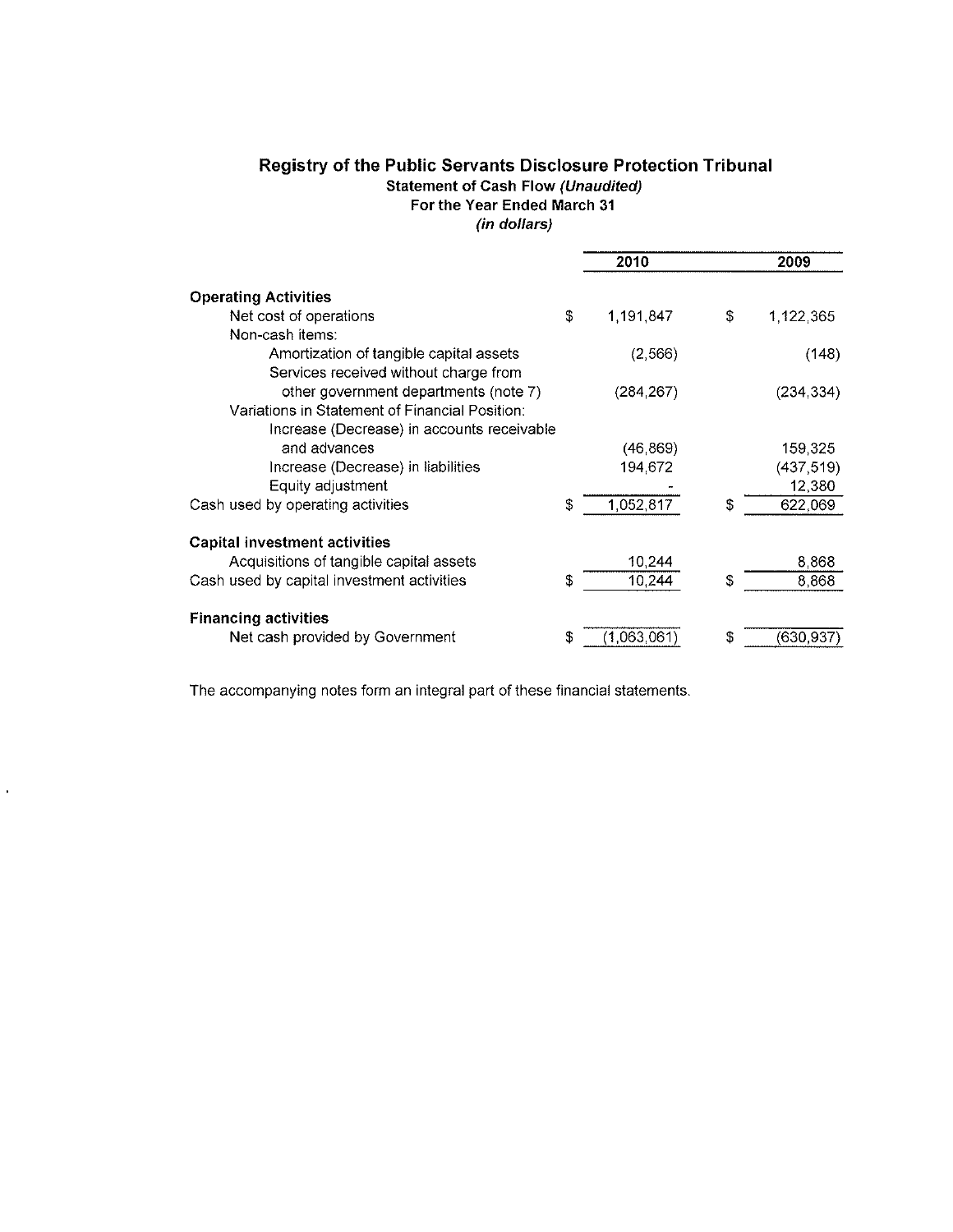# Registry of the Public Servants Disclosure Protection Tribunal

**Statement of Cash Flow *(Unaudited)***
**For the Year Ended March 31**
***(in dollars)***

| | 2010 | 2009 |
|---|---|---|
| **Operating Activities** | | |
| Net cost of operations | $ 1,191,847 | $ 1,122,365 |
| Non-cash items: | | |
| Amortization of tangible capital assets | (2,566) | (148) |
| Services received without charge from other government departments (note 7) | (284,267) | (234,334) |
| Variations in Statement of Financial Position: | | |
| Increase (Decrease) in accounts receivable and advances | (46,869) | 159,325 |
| Increase (Decrease) in liabilities | 194,672 | (437,519) |
| Equity adjustment | - | 12,380 |
| Cash used by operating activities | $ 1,052,817 | $ 622,069 |
| **Capital investment activities** | | |
| Acquisitions of tangible capital assets | 10,244 | 8,868 |
| Cash used by capital investment activities | $ 10,244 | $ 8,868 |
| **Financing activities** | | |
| Net cash provided by Government | $ (1,063,061) | $ (630,937) |

The accompanying notes form an integral part of these financial statements.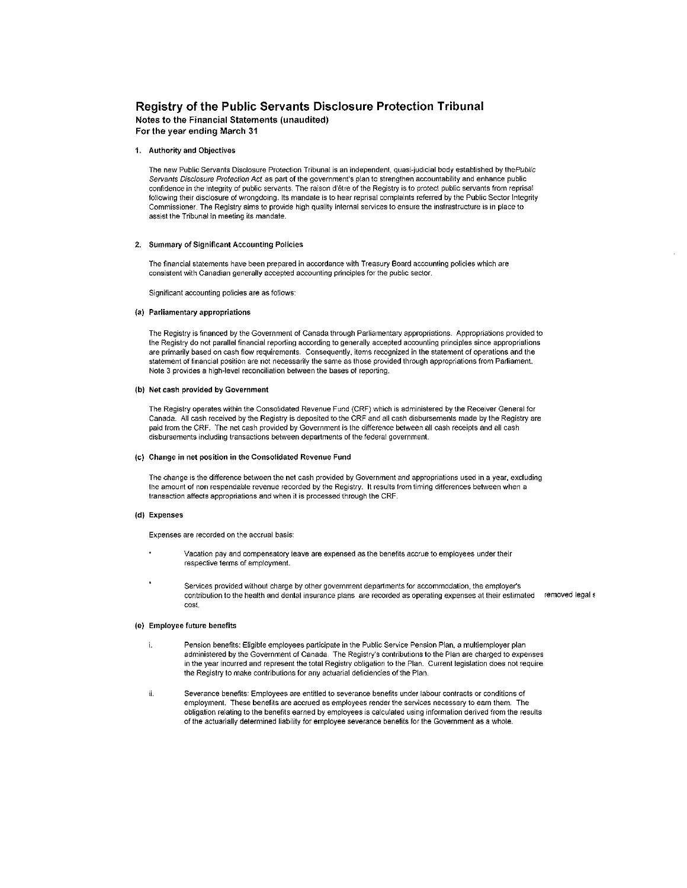# Registry of the Public Servants Disclosure Protection Tribunal

**Notes to the Financial Statements (unaudited)**
**For the year ending March 31**

## 1. Authority and Objectives

The new Public Servants Disclosure Protection Tribunal is an independent, quasi-judicial body established by the*Public Servants Disclosure Protection Act* as part of the government's plan to strengthen accountability and enhance public confidence in the integrity of public servants. The raison d'être of the Registry is to protect public servants from reprisal following their disclosure of wrongdoing. Its mandate is to hear reprisal complaints referred by the Public Sector Integrity Commissioner. The Registry aims to provide high quality internal services to ensure the insfrastructure is in place to assist the Tribunal in meeting its mandate.

## 2. Summary of Significant Accounting Policies

The financial statements have been prepared in accordance with Treasury Board accounting policies which are consistent with Canadian generally accepted accounting principles for the public sector.

Significant accounting policies are as follows:

### (a) Parliamentary appropriations

The Registry is financed by the Government of Canada through Parliamentary appropriations. Appropriations provided to the Registry do not parallel financial reporting according to generally accepted accounting principles since appropriations are primarily based on cash flow requirements. Consequently, items recognized in the statement of operations and the statement of financial position are not necessarily the same as those provided through appropriations from Parliament. Note 3 provides a high-level reconciliation between the bases of reporting.

### (b) Net cash provided by Government

The Registry operates within the Consolidated Revenue Fund (CRF) which is administered by the Receiver General for Canada. All cash received by the Registry is deposited to the CRF and all cash disbursements made by the Registry are paid from the CRF. The net cash provided by Government is the difference between all cash receipts and all cash disbursements including transactions between departments of the federal government.

### (c) Change in net position in the Consolidated Revenue Fund

The change is the difference between the net cash provided by Government and appropriations used in a year, excluding the amount of non respendable revenue recorded by the Registry. It results from timing differences between when a transaction affects appropriations and when it is processed through the CRF.

### (d) Expenses

Expenses are recorded on the accrual basis:

- Vacation pay and compensatory leave are expensed as the benefits accrue to employees under their respective terms of employment.
- Services provided without charge by other government departments for accommodation, the employer's contribution to the health and dental insurance plans are recorded as operating expenses at their estimated cost. removed legal s

### (e) Employee future benefits

i. Pension benefits: Eligible employees participate in the Public Service Pension Plan, a multiemployer plan administered by the Government of Canada. The Registry's contributions to the Plan are charged to expenses in the year incurred and represent the total Registry obligation to the Plan. Current legislation does not require the Registry to make contributions for any actuarial deficiencies of the Plan.

ii. Severance benefits: Employees are entitled to severance benefits under labour contracts or conditions of employment. These benefits are accrued as employees render the services necessary to earn them. The obligation relating to the benefits earned by employees is calculated using information derived from the results of the actuarially determined liability for employee severance benefits for the Government as a whole.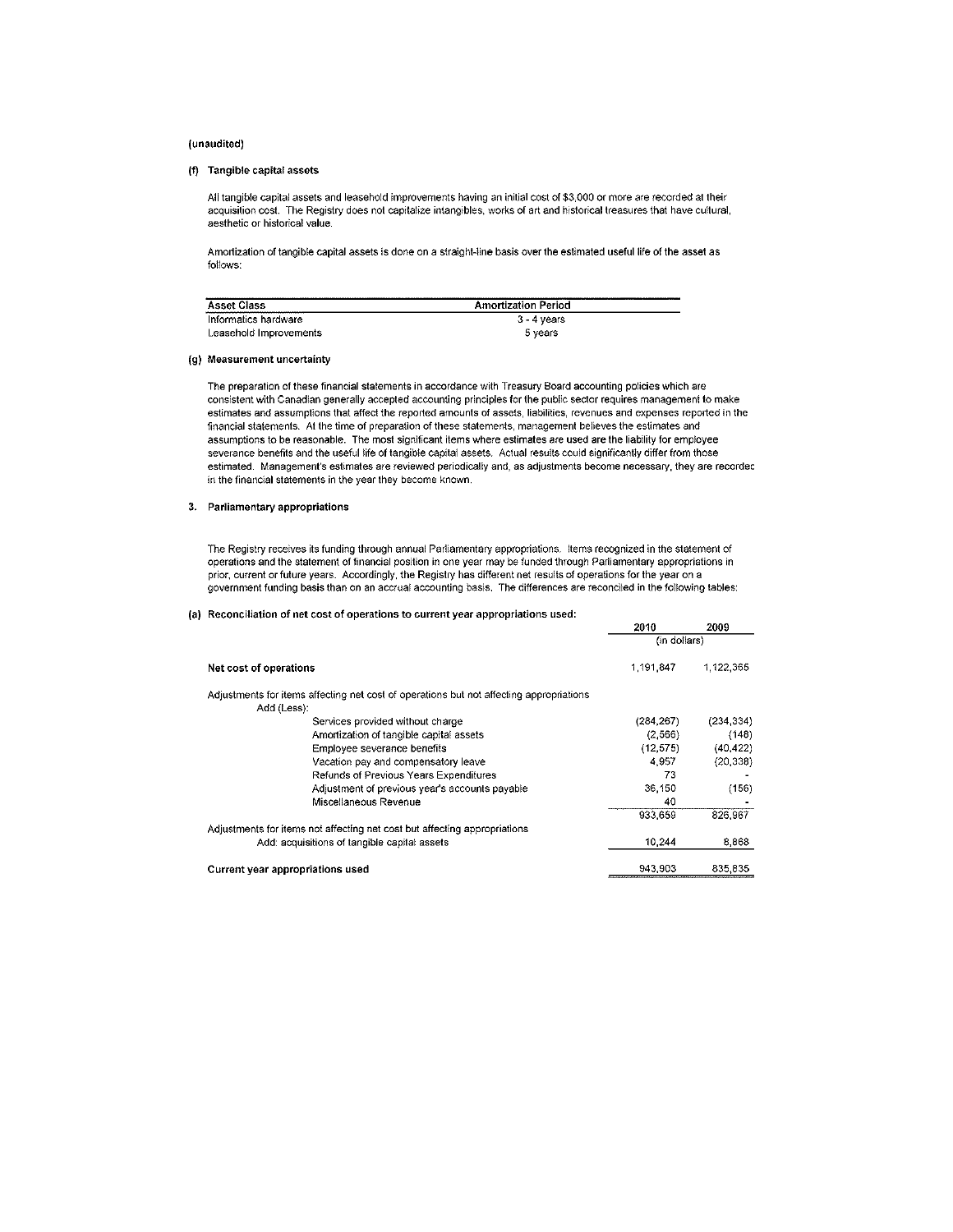(unaudited)

**(f) Tangible capital assets**

All tangible capital assets and leasehold improvements having an initial cost of $3,000 or more are recorded at their acquisition cost. The Registry does not capitalize intangibles, works of art and historical treasures that have cultural, aesthetic or historical value.

Amortization of tangible capital assets is done on a straight-line basis over the estimated useful life of the asset as follows:

| Asset Class | Amortization Period |
|---|---|
| Informatics hardware | 3 - 4 years |
| Leasehold Improvements | 5 years |

**(g) Measurement uncertainty**

The preparation of these financial statements in accordance with Treasury Board accounting policies which are consistent with Canadian generally accepted accounting principles for the public sector requires management to make estimates and assumptions that affect the reported amounts of assets, liabilities, revenues and expenses reported in the financial statements. At the time of preparation of these statements, management believes the estimates and assumptions to be reasonable. The most significant items where estimates are used are the liability for employee severance benefits and the useful life of tangible capital assets. Actual results could significantly differ from those estimated. Management's estimates are reviewed periodically and, as adjustments become necessary, they are recorded in the financial statements in the year they become known.

**3. Parliamentary appropriations**

The Registry receives its funding through annual Parliamentary appropriations. Items recognized in the statement of operations and the statement of financial position in one year may be funded through Parliamentary appropriations in prior, current or future years. Accordingly, the Registry has different net results of operations for the year on a government funding basis than on an accrual accounting basis. The differences are reconciled in the following tables:

**(a) Reconciliation of net cost of operations to current year appropriations used:**

| | 2010 | 2009 |
|---|---|---|
| | (in dollars) | |
| **Net cost of operations** | 1,191,847 | 1,122,365 |
| Adjustments for items affecting net cost of operations but not affecting appropriations Add (Less): | | |
| Services provided without charge | (284,267) | (234,334) |
| Amortization of tangible capital assets | (2,566) | (148) |
| Employee severance benefits | (12,575) | (40,422) |
| Vacation pay and compensatory leave | 4,957 | (20,338) |
| Refunds of Previous Years Expenditures | 73 | - |
| Adjustment of previous year's accounts payable | 36,150 | (156) |
| Miscellaneous Revenue | 40 | - |
| | 933,659 | 826,967 |
| Adjustments for items not affecting net cost but affecting appropriations | | |
| Add: acquisitions of tangible capital assets | 10,244 | 8,868 |
| **Current year appropriations used** | 943,903 | 835,835 |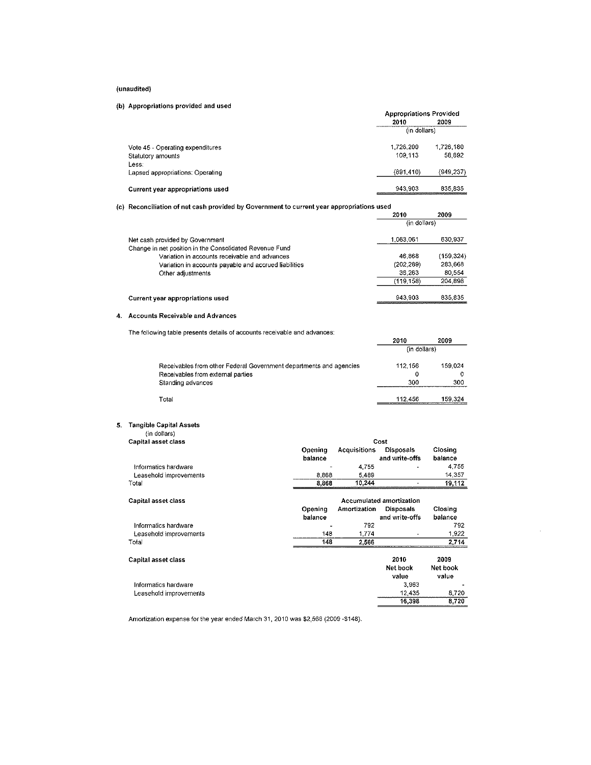(unaudited)

**(b) Appropriations provided and used**

| | Appropriations Provided | |
|---|---|---|
| | 2010 | 2009 |
| | (in dollars) | |
| Vote 45 - Operating expenditures | 1,726,200 | 1,726,180 |
| Statutory amounts | 109,113 | 58,892 |
| Less: | | |
| Lapsed appropriations: Operating | (891,410) | (949,237) |
| **Current year appropriations used** | 943,903 | 835,835 |

**(c) Reconciliation of net cash provided by Government to current year appropriations used**

| | 2010 | 2009 |
|---|---|---|
| | (in dollars) | |
| Net cash provided by Government | 1,063,061 | 630,937 |
| Change in net position in the Consolidated Revenue Fund | | |
| Variation in accounts receivable and advances | 46,868 | (159,324) |
| Variation in accounts payable and accrued liabilities | (202,289) | 283,668 |
| Other adjustments | 36,263 | 80,554 |
| | (119,158) | 204,898 |
| **Current year appropriations used** | 943,903 | 835,835 |

**4. Accounts Receivable and Advances**

The following table presents details of accounts receivable and advances:

| | 2010 | 2009 |
|---|---|---|
| | (in dollars) | |
| Receivables from other Federal Government departments and agencies | 112,156 | 159,024 |
| Receivables from external parties | 0 | 0 |
| Standing advances | 300 | 300 |
| Total | 112,456 | 159,324 |

**5. Tangible Capital Assets**

(in dollars)

| Capital asset class | Cost | | | |
|---|---|---|---|---|
| | Opening balance | Acquisitions | Disposals and write-offs | Closing balance |
| Informatics hardware | - | 4,755 | - | 4,755 |
| Leasehold improvements | 8,868 | 5,489 | | 14,357 |
| Total | 8,868 | 10,244 | - | 19,112 |

| Capital asset class | Accumulated amortization | | | |
|---|---|---|---|---|
| | Opening balance | Amortization | Disposals and write-offs | Closing balance |
| Informatics hardware | - | 792 | | 792 |
| Leasehold improvements | 148 | 1,774 | - | 1,922 |
| Total | 148 | 2,566 | | 2,714 |

| Capital asset class | 2010 Net book value | 2009 Net book value |
|---|---|---|
| Informatics hardware | 3,963 | - |
| Leasehold improvements | 12,435 | 8,720 |
| | 16,398 | 8,720 |

Amortization expense for the year ended March 31, 2010 was $2,566 (2009 -$148).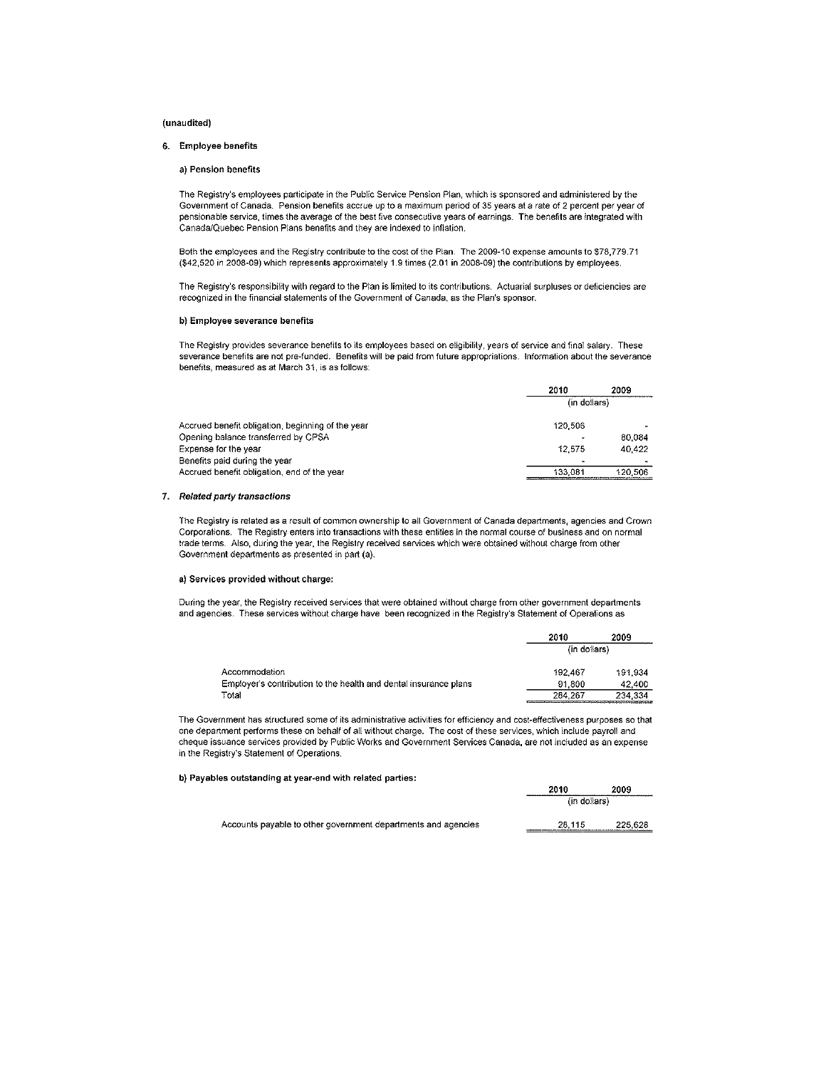(unaudited)

## 6. Employee benefits

### a) Pension benefits

The Registry's employees participate in the Public Service Pension Plan, which is sponsored and administered by the Government of Canada. Pension benefits accrue up to a maximum period of 35 years at a rate of 2 percent per year of pensionable service, times the average of the best five consecutive years of earnings. The benefits are integrated with Canada/Quebec Pension Plans benefits and they are indexed to inflation.

Both the employees and the Registry contribute to the cost of the Plan. The 2009-10 expense amounts to $78,779.71 ($42,520 in 2008-09) which represents approximately 1.9 times (2.01 in 2008-09) the contributions by employees.

The Registry's responsibility with regard to the Plan is limited to its contributions. Actuarial surpluses or deficiencies are recognized in the financial statements of the Government of Canada, as the Plan's sponsor.

### b) Employee severance benefits

The Registry provides severance benefits to its employees based on eligibility, years of service and final salary. These severance benefits are not pre-funded. Benefits will be paid from future appropriations. Information about the severance benefits, measured as at March 31, is as follows:

| | 2010 | 2009 |
|---|---|---|
| | (in dollars) | |
| Accrued benefit obligation, beginning of the year | 120,506 | - |
| Opening balance transferred by CPSA | - | 80,084 |
| Expense for the year | 12,575 | 40,422 |
| Benefits paid during the year | - | - |
| Accrued benefit obligation, end of the year | 133,081 | 120,506 |

## 7. *Related party transactions*

The Registry is related as a result of common ownership to all Government of Canada departments, agencies and Crown Corporations. The Registry enters into transactions with these entities in the normal course of business and on normal trade terms. Also, during the year, the Registry received services which were obtained without charge from other Government departments as presented in part (a).

### a) Services provided without charge:

During the year, the Registry received services that were obtained without charge from other government departments and agencies. These services without charge have been recognized in the Registry's Statement of Operations as

| | 2010 | 2009 |
|---|---|---|
| | (in dollars) | |
| Accommodation | 192,467 | 191,934 |
| Employer's contribution to the health and dental insurance plans | 91,800 | 42,400 |
| Total | 284,267 | 234,334 |

The Government has structured some of its administrative activities for efficiency and cost-effectiveness purposes so that one department performs these on behalf of all without charge. The cost of these services, which include payroll and cheque issuance services provided by Public Works and Government Services Canada, are not included as an expense in the Registry's Statement of Operations.

### b) Payables outstanding at year-end with related parties:

| | 2010 | 2009 |
|---|---|---|
| | (in dollars) | |
| Accounts payable to other government departments and agencies | 28,115 | 225,628 |